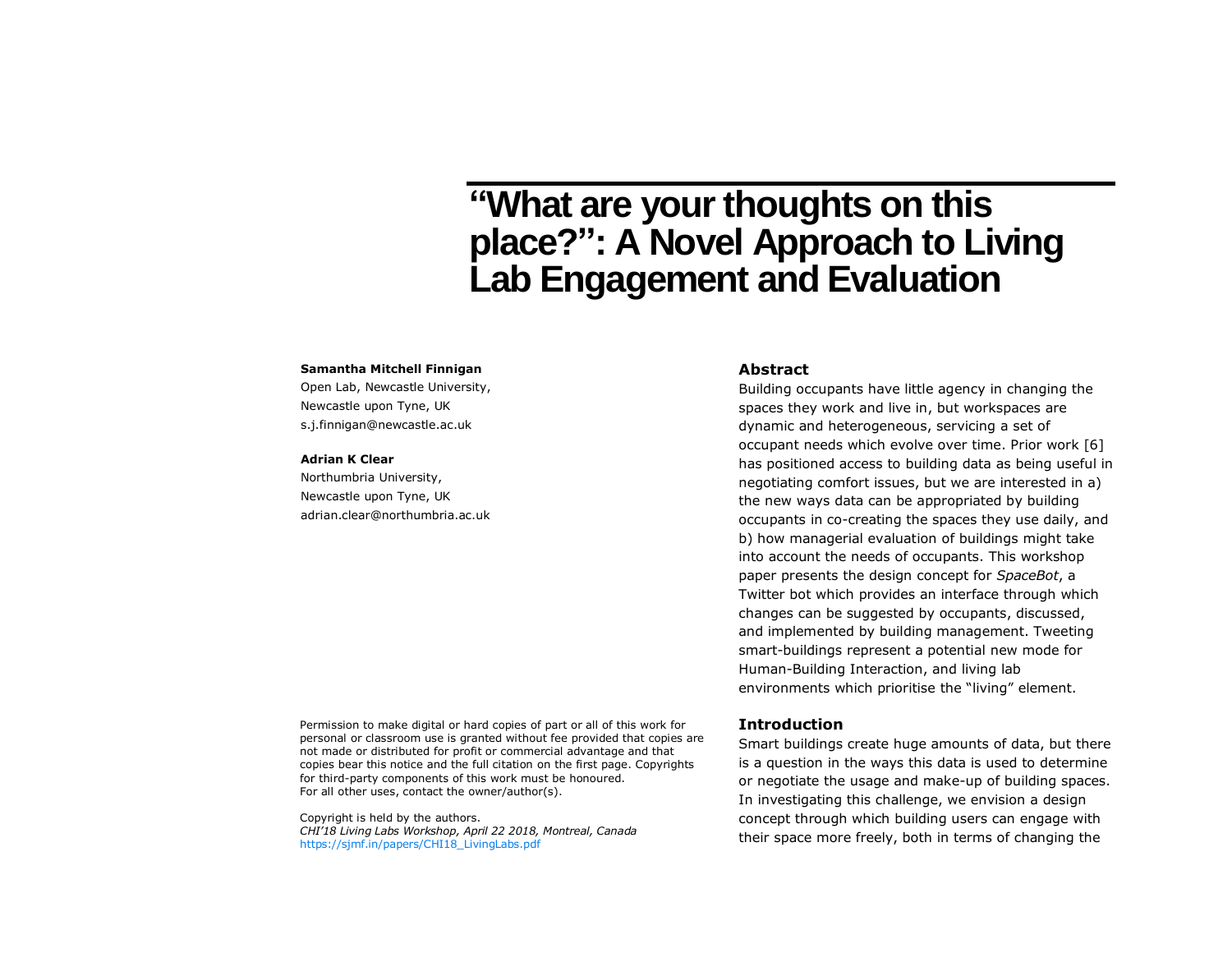# "What are your thoughts on this place?": A Novel Approach to Living Lab Engagement and Evaluation

**Samantha Mitchell Finnigan**
Open Lab, Newcastle University,
Newcastle upon Tyne, UK
s.j.finnigan@newcastle.ac.uk

**Adrian K Clear**
Northumbria University,
Newcastle upon Tyne, UK
adrian.clear@northumbria.ac.uk

Permission to make digital or hard copies of part or all of this work for personal or classroom use is granted without fee provided that copies are not made or distributed for profit or commercial advantage and that copies bear this notice and the full citation on the first page. Copyrights for third-party components of this work must be honoured. For all other uses, contact the owner/author(s).

Copyright is held by the authors.
*CHI'18 Living Labs Workshop, April 22 2018, Montreal, Canada*
https://sjmf.in/papers/CHI18_LivingLabs.pdf

## Abstract

Building occupants have little agency in changing the spaces they work and live in, but workspaces are dynamic and heterogeneous, servicing a set of occupant needs which evolve over time. Prior work [6] has positioned access to building data as being useful in negotiating comfort issues, but we are interested in a) the new ways data can be appropriated by building occupants in co-creating the spaces they use daily, and b) how managerial evaluation of buildings might take into account the needs of occupants. This workshop paper presents the design concept for *SpaceBot*, a Twitter bot which provides an interface through which changes can be suggested by occupants, discussed, and implemented by building management. Tweeting smart-buildings represent a potential new mode for Human-Building Interaction, and living lab environments which prioritise the "living" element.

## Introduction

Smart buildings create huge amounts of data, but there is a question in the ways this data is used to determine or negotiate the usage and make-up of building spaces. In investigating this challenge, we envision a design concept through which building users can engage with their space more freely, both in terms of changing the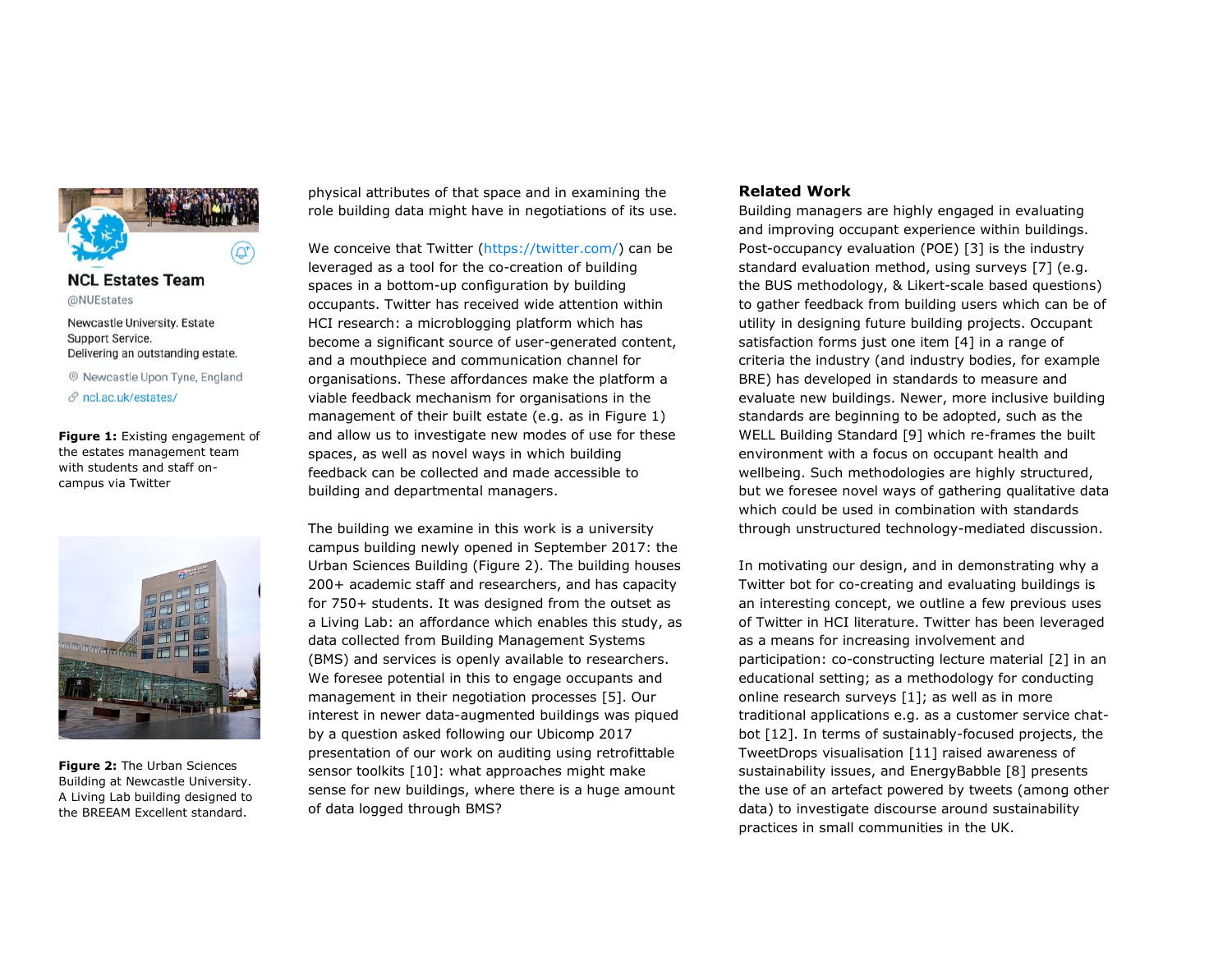physical attributes of that space and in examining the role building data might have in negotiations of its use.

We conceive that Twitter (https://twitter.com/) can be leveraged as a tool for the co-creation of building spaces in a bottom-up configuration by building occupants. Twitter has received wide attention within HCI research: a microblogging platform which has become a significant source of user-generated content, and a mouthpiece and communication channel for organisations. These affordances make the platform a viable feedback mechanism for organisations in the management of their built estate (e.g. as in Figure 1) and allow us to investigate new modes of use for these spaces, as well as novel ways in which building feedback can be collected and made accessible to building and departmental managers.

The building we examine in this work is a university campus building newly opened in September 2017: the Urban Sciences Building (Figure 2). The building houses 200+ academic staff and researchers, and has capacity for 750+ students. It was designed from the outset as a Living Lab: an affordance which enables this study, as data collected from Building Management Systems (BMS) and services is openly available to researchers. We foresee potential in this to engage occupants and management in their negotiation processes [5]. Our interest in newer data-augmented buildings was piqued by a question asked following our Ubicomp 2017 presentation of our work on auditing using retrofittable sensor toolkits [10]: what approaches might make sense for new buildings, where there is a huge amount of data logged through BMS?

**Figure 1:** Existing engagement of the estates management team with students and staff on-campus via Twitter

**Figure 2:** The Urban Sciences Building at Newcastle University. A Living Lab building designed to the BREEAM Excellent standard.

## Related Work

Building managers are highly engaged in evaluating and improving occupant experience within buildings. Post-occupancy evaluation (POE) [3] is the industry standard evaluation method, using surveys [7] (e.g. the BUS methodology, & Likert-scale based questions) to gather feedback from building users which can be of utility in designing future building projects. Occupant satisfaction forms just one item [4] in a range of criteria the industry (and industry bodies, for example BRE) has developed in standards to measure and evaluate new buildings. Newer, more inclusive building standards are beginning to be adopted, such as the WELL Building Standard [9] which re-frames the built environment with a focus on occupant health and wellbeing. Such methodologies are highly structured, but we foresee novel ways of gathering qualitative data which could be used in combination with standards through unstructured technology-mediated discussion.

In motivating our design, and in demonstrating why a Twitter bot for co-creating and evaluating buildings is an interesting concept, we outline a few previous uses of Twitter in HCI literature. Twitter has been leveraged as a means for increasing involvement and participation: co-constructing lecture material [2] in an educational setting; as a methodology for conducting online research surveys [1]; as well as in more traditional applications e.g. as a customer service chat-bot [12]. In terms of sustainably-focused projects, the TweetDrops visualisation [11] raised awareness of sustainability issues, and EnergyBabble [8] presents the use of an artefact powered by tweets (among other data) to investigate discourse around sustainability practices in small communities in the UK.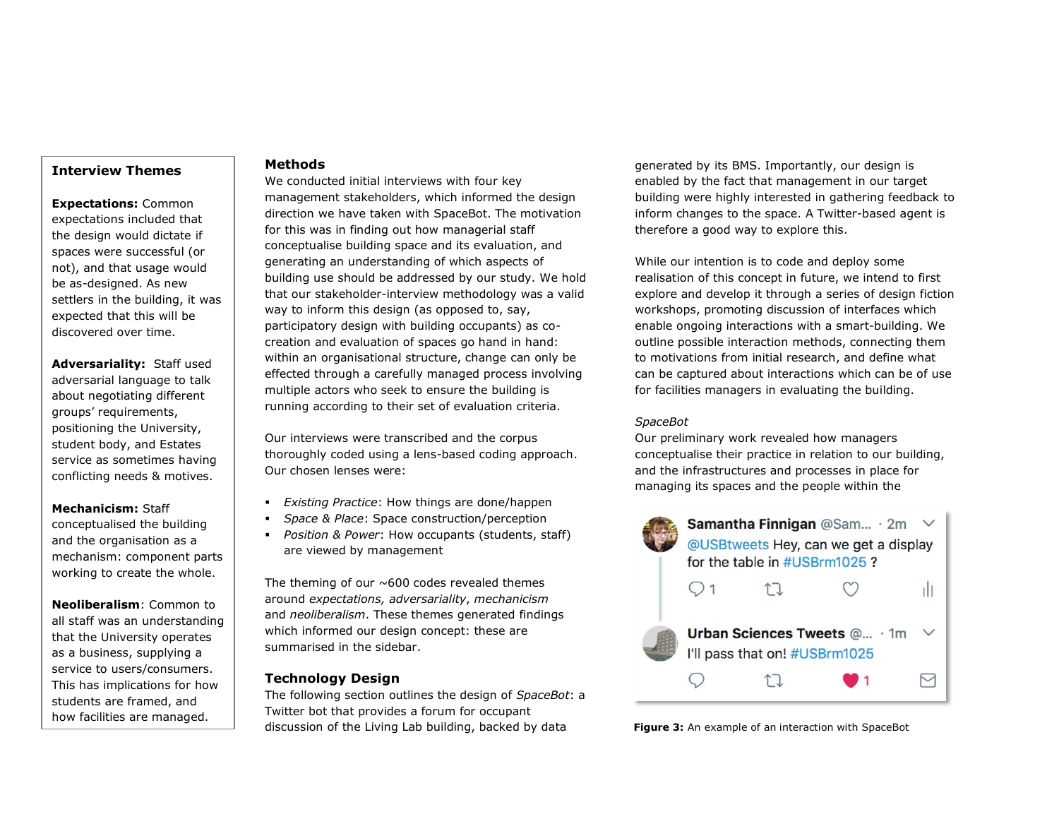## Interview Themes

**Expectations:** Common expectations included that the design would dictate if spaces were successful (or not), and that usage would be as-designed. As new settlers in the building, it was expected that this will be discovered over time.

**Adversariality:** Staff used adversarial language to talk about negotiating different groups' requirements, positioning the University, student body, and Estates service as sometimes having conflicting needs & motives.

**Mechanicism:** Staff conceptualised the building and the organisation as a mechanism: component parts working to create the whole.

**Neoliberalism**: Common to all staff was an understanding that the University operates as a business, supplying a service to users/consumers. This has implications for how students are framed, and how facilities are managed.

## Methods

We conducted initial interviews with four key management stakeholders, which informed the design direction we have taken with SpaceBot. The motivation for this was in finding out how managerial staff conceptualise building space and its evaluation, and generating an understanding of which aspects of building use should be addressed by our study. We hold that our stakeholder-interview methodology was a valid way to inform this design (as opposed to, say, participatory design with building occupants) as co-creation and evaluation of spaces go hand in hand: within an organisational structure, change can only be effected through a carefully managed process involving multiple actors who seek to ensure the building is running according to their set of evaluation criteria.

Our interviews were transcribed and the corpus thoroughly coded using a lens-based coding approach. Our chosen lenses were:

- *Existing Practice*: How things are done/happen
- *Space & Place*: Space construction/perception
- *Position & Power*: How occupants (students, staff) are viewed by management

The theming of our ~600 codes revealed themes around *expectations, adversariality*, *mechanicism* and *neoliberalism*. These themes generated findings which informed our design concept: these are summarised in the sidebar.

## Technology Design

The following section outlines the design of *SpaceBot*: a Twitter bot that provides a forum for occupant discussion of the Living Lab building, backed by data generated by its BMS. Importantly, our design is enabled by the fact that management in our target building were highly interested in gathering feedback to inform changes to the space. A Twitter-based agent is therefore a good way to explore this.

While our intention is to code and deploy some realisation of this concept in future, we intend to first explore and develop it through a series of design fiction workshops, promoting discussion of interfaces which enable ongoing interactions with a smart-building. We outline possible interaction methods, connecting them to motivations from initial research, and define what can be captured about interactions which can be of use for facilities managers in evaluating the building.

*SpaceBot*

Our preliminary work revealed how managers conceptualise their practice in relation to our building, and the infrastructures and processes in place for managing its spaces and the people within the

**Figure 3:** An example of an interaction with SpaceBot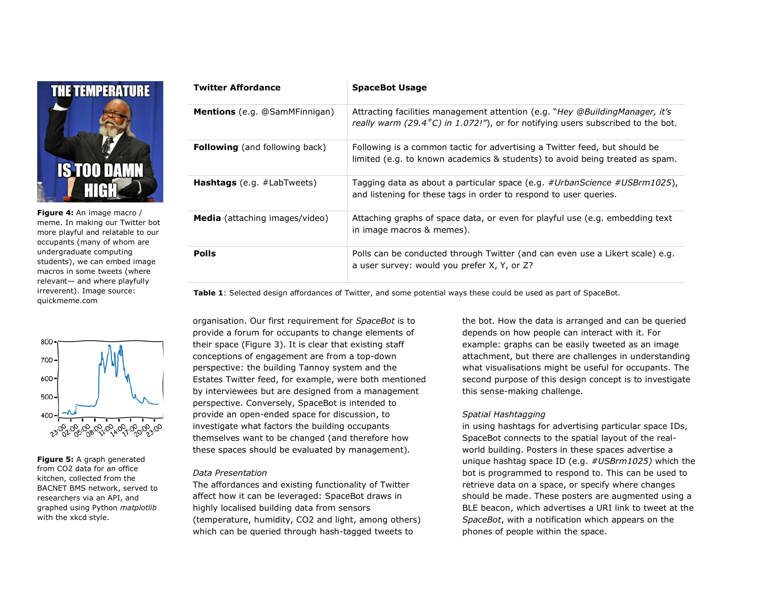Figure 4: An image macro / meme. In making our Twitter bot more playful and relatable to our occupants (many of whom are undergraduate computing students), we can embed image macros in some tweets (where relevant— and where playfully irreverent). Image source: quickmeme.com

Figure 5: A graph generated from CO2 data for an office kitchen, collected from the BACNET BMS network, served to researchers via an API, and graphed using Python *matplotlib* with the xkcd style.

| **Twitter Affordance** | **SpaceBot Usage** |
|---|---|
| **Mentions** (e.g. @SamMFinnigan) | Attracting facilities management attention (e.g. "*Hey @BuildingManager, it's really warm (29.4°C) in 1.072!"*), or for notifying users subscribed to the bot. |
| **Following** (and following back) | Following is a common tactic for advertising a Twitter feed, but should be limited (e.g. to known academics & students) to avoid being treated as spam. |
| **Hashtags** (e.g. #LabTweets) | Tagging data as about a particular space (e.g. *#UrbanScience #USBrm1025*), and listening for these tags in order to respond to user queries. |
| **Media** (attaching images/video) | Attaching graphs of space data, or even for playful use (e.g. embedding text in image macros & memes). |
| **Polls** | Polls can be conducted through Twitter (and can even use a Likert scale) e.g. a user survey: would you prefer X, Y, or Z? |

**Table 1**: Selected design affordances of Twitter, and some potential ways these could be used as part of SpaceBot.

organisation. Our first requirement for *SpaceBot* is to provide a forum for occupants to change elements of their space (Figure 3). It is clear that existing staff conceptions of engagement are from a top-down perspective: the building Tannoy system and the Estates Twitter feed, for example, were both mentioned by interviewees but are designed from a management perspective. Conversely, SpaceBot is intended to provide an open-ended space for discussion, to investigate what factors the building occupants themselves want to be changed (and therefore how these spaces should be evaluated by management).

*Data Presentation*

The affordances and existing functionality of Twitter affect how it can be leveraged: SpaceBot draws in highly localised building data from sensors (temperature, humidity, CO2 and light, among others) which can be queried through hash-tagged tweets to the bot. How the data is arranged and can be queried depends on how people can interact with it. For example: graphs can be easily tweeted as an image attachment, but there are challenges in understanding what visualisations might be useful for occupants. The second purpose of this design concept is to investigate this sense-making challenge.

*Spatial Hashtagging*

in using hashtags for advertising particular space IDs, SpaceBot connects to the spatial layout of the real-world building. Posters in these spaces advertise a unique hashtag space ID (e.g. *#USBrm1025)* which the bot is programmed to respond to. This can be used to retrieve data on a space, or specify where changes should be made. These posters are augmented using a BLE beacon, which advertises a URI link to tweet at the *SpaceBot*, with a notification which appears on the phones of people within the space.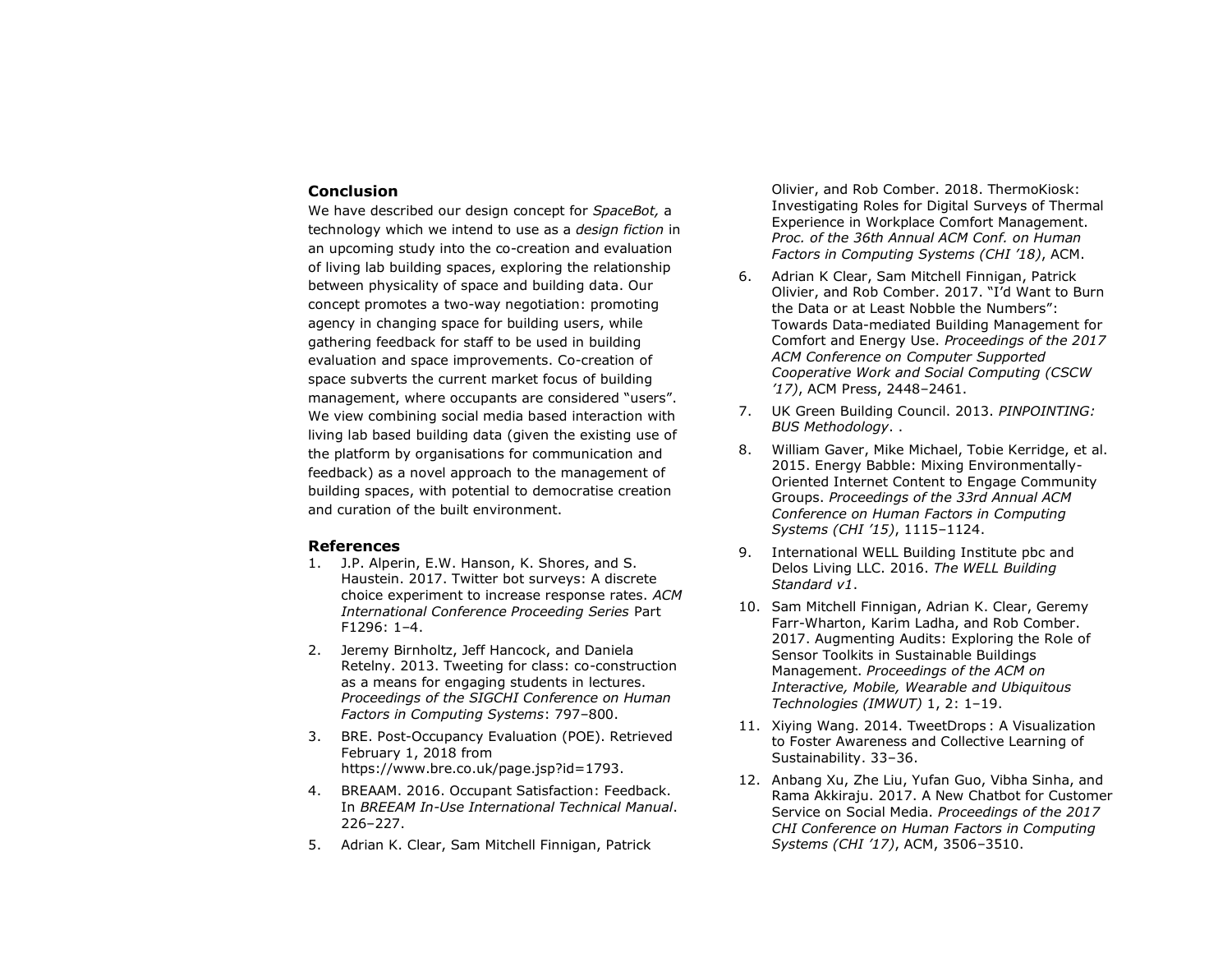## Conclusion

We have described our design concept for *SpaceBot,* a technology which we intend to use as a *design fiction* in an upcoming study into the co-creation and evaluation of living lab building spaces, exploring the relationship between physicality of space and building data. Our concept promotes a two-way negotiation: promoting agency in changing space for building users, while gathering feedback for staff to be used in building evaluation and space improvements. Co-creation of space subverts the current market focus of building management, where occupants are considered "users". We view combining social media based interaction with living lab based building data (given the existing use of the platform by organisations for communication and feedback) as a novel approach to the management of building spaces, with potential to democratise creation and curation of the built environment.

## References

1. J.P. Alperin, E.W. Hanson, K. Shores, and S. Haustein. 2017. Twitter bot surveys: A discrete choice experiment to increase response rates. *ACM International Conference Proceeding Series* Part F1296: 1–4.
2. Jeremy Birnholtz, Jeff Hancock, and Daniela Retelny. 2013. Tweeting for class: co-construction as a means for engaging students in lectures. *Proceedings of the SIGCHI Conference on Human Factors in Computing Systems*: 797–800.
3. BRE. Post-Occupancy Evaluation (POE). Retrieved February 1, 2018 from https://www.bre.co.uk/page.jsp?id=1793.
4. BREAAM. 2016. Occupant Satisfaction: Feedback. In *BREEAM In-Use International Technical Manual*. 226–227.
5. Adrian K. Clear, Sam Mitchell Finnigan, Patrick Olivier, and Rob Comber. 2018. ThermoKiosk: Investigating Roles for Digital Surveys of Thermal Experience in Workplace Comfort Management. *Proc. of the 36th Annual ACM Conf. on Human Factors in Computing Systems (CHI '18)*, ACM.
6. Adrian K Clear, Sam Mitchell Finnigan, Patrick Olivier, and Rob Comber. 2017. "I'd Want to Burn the Data or at Least Nobble the Numbers": Towards Data-mediated Building Management for Comfort and Energy Use. *Proceedings of the 2017 ACM Conference on Computer Supported Cooperative Work and Social Computing (CSCW '17)*, ACM Press, 2448–2461.
7. UK Green Building Council. 2013. *PINPOINTING: BUS Methodology*. .
8. William Gaver, Mike Michael, Tobie Kerridge, et al. 2015. Energy Babble: Mixing Environmentally-Oriented Internet Content to Engage Community Groups. *Proceedings of the 33rd Annual ACM Conference on Human Factors in Computing Systems (CHI '15)*, 1115–1124.
9. International WELL Building Institute pbc and Delos Living LLC. 2016. *The WELL Building Standard v1*.
10. Sam Mitchell Finnigan, Adrian K. Clear, Geremy Farr-Wharton, Karim Ladha, and Rob Comber. 2017. Augmenting Audits: Exploring the Role of Sensor Toolkits in Sustainable Buildings Management. *Proceedings of the ACM on Interactive, Mobile, Wearable and Ubiquitous Technologies (IMWUT)* 1, 2: 1–19.
11. Xiying Wang. 2014. TweetDrops : A Visualization to Foster Awareness and Collective Learning of Sustainability. 33–36.
12. Anbang Xu, Zhe Liu, Yufan Guo, Vibha Sinha, and Rama Akkiraju. 2017. A New Chatbot for Customer Service on Social Media. *Proceedings of the 2017 CHI Conference on Human Factors in Computing Systems (CHI '17)*, ACM, 3506–3510.